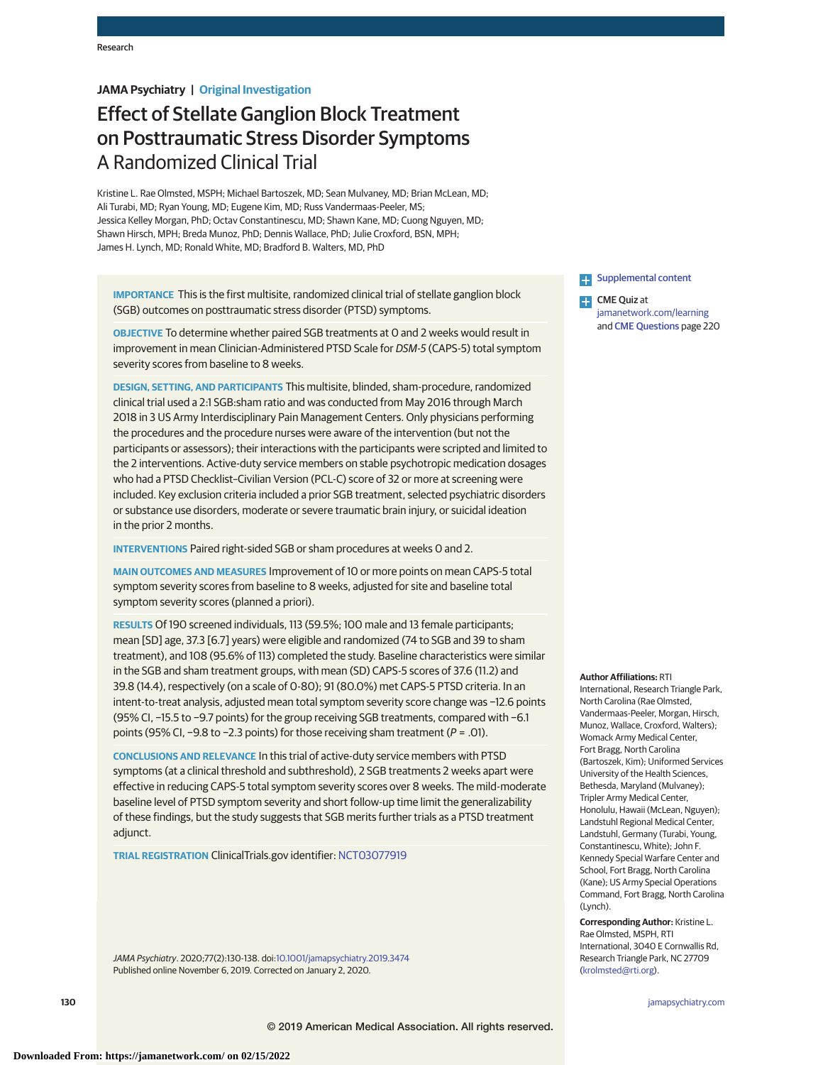JAMA Psychiatry | Original Investigation

# Effect of Stellate Ganglion Block Treatment on Posttraumatic Stress Disorder Symptoms
## A Randomized Clinical Trial

Kristine L. Rae Olmsted, MSPH; Michael Bartoszek, MD; Sean Mulvaney, MD; Brian McLean, MD; Ali Turabi, MD; Ryan Young, MD; Eugene Kim, MD; Russ Vandermaas-Peeler, MS; Jessica Kelley Morgan, PhD; Octav Constantinescu, MD; Shawn Kane, MD; Cuong Nguyen, MD; Shawn Hirsch, MPH; Breda Munoz, PhD; Dennis Wallace, PhD; Julie Croxford, BSN, MPH; James H. Lynch, MD; Ronald White, MD; Bradford B. Walters, MD, PhD

**IMPORTANCE** This is the first multisite, randomized clinical trial of stellate ganglion block (SGB) outcomes on posttraumatic stress disorder (PTSD) symptoms.

**OBJECTIVE** To determine whether paired SGB treatments at 0 and 2 weeks would result in improvement in mean Clinician-Administered PTSD Scale for *DSM-5* (CAPS-5) total symptom severity scores from baseline to 8 weeks.

**DESIGN, SETTING, AND PARTICIPANTS** This multisite, blinded, sham-procedure, randomized clinical trial used a 2:1 SGB:sham ratio and was conducted from May 2016 through March 2018 in 3 US Army Interdisciplinary Pain Management Centers. Only physicians performing the procedures and the procedure nurses were aware of the intervention (but not the participants or assessors); their interactions with the participants were scripted and limited to the 2 interventions. Active-duty service members on stable psychotropic medication dosages who had a PTSD Checklist–Civilian Version (PCL-C) score of 32 or more at screening were included. Key exclusion criteria included a prior SGB treatment, selected psychiatric disorders or substance use disorders, moderate or severe traumatic brain injury, or suicidal ideation in the prior 2 months.

**INTERVENTIONS** Paired right-sided SGB or sham procedures at weeks 0 and 2.

**MAIN OUTCOMES AND MEASURES** Improvement of 10 or more points on mean CAPS-5 total symptom severity scores from baseline to 8 weeks, adjusted for site and baseline total symptom severity scores (planned a priori).

**RESULTS** Of 190 screened individuals, 113 (59.5%; 100 male and 13 female participants; mean [SD] age, 37.3 [6.7] years) were eligible and randomized (74 to SGB and 39 to sham treatment), and 108 (95.6% of 113) completed the study. Baseline characteristics were similar in the SGB and sham treatment groups, with mean (SD) CAPS-5 scores of 37.6 (11.2) and 39.8 (14.4), respectively (on a scale of 0-80); 91 (80.0%) met CAPS-5 PTSD criteria. In an intent-to-treat analysis, adjusted mean total symptom severity score change was −12.6 points (95% CI, −15.5 to −9.7 points) for the group receiving SGB treatments, compared with −6.1 points (95% CI, −9.8 to −2.3 points) for those receiving sham treatment (*P* = .01).

**CONCLUSIONS AND RELEVANCE** In this trial of active-duty service members with PTSD symptoms (at a clinical threshold and subthreshold), 2 SGB treatments 2 weeks apart were effective in reducing CAPS-5 total symptom severity scores over 8 weeks. The mild-moderate baseline level of PTSD symptom severity and short follow-up time limit the generalizability of these findings, but the study suggests that SGB merits further trials as a PTSD treatment adjunct.

**TRIAL REGISTRATION** ClinicalTrials.gov identifier: NCT03077919

*JAMA Psychiatry*. 2020;77(2):130-138. doi:10.1001/jamapsychiatry.2019.3474
Published online November 6, 2019. Corrected on January 2, 2020.

Supplemental content

CME Quiz at jamanetwork.com/learning and CME Questions page 220

**Author Affiliations:** RTI International, Research Triangle Park, North Carolina (Rae Olmsted, Vandermaas-Peeler, Morgan, Hirsch, Munoz, Wallace, Croxford, Walters); Womack Army Medical Center, Fort Bragg, North Carolina (Bartoszek, Kim); Uniformed Services University of the Health Sciences, Bethesda, Maryland (Mulvaney); Tripler Army Medical Center, Honolulu, Hawaii (McLean, Nguyen); Landstuhl Regional Medical Center, Landstuhl, Germany (Turabi, Young, Constantinescu, White); John F. Kennedy Special Warfare Center and School, Fort Bragg, North Carolina (Kane); US Army Special Operations Command, Fort Bragg, North Carolina (Lynch).

**Corresponding Author:** Kristine L. Rae Olmsted, MSPH, RTI International, 3040 E Cornwallis Rd, Research Triangle Park, NC 27709 (krolmsted@rti.org).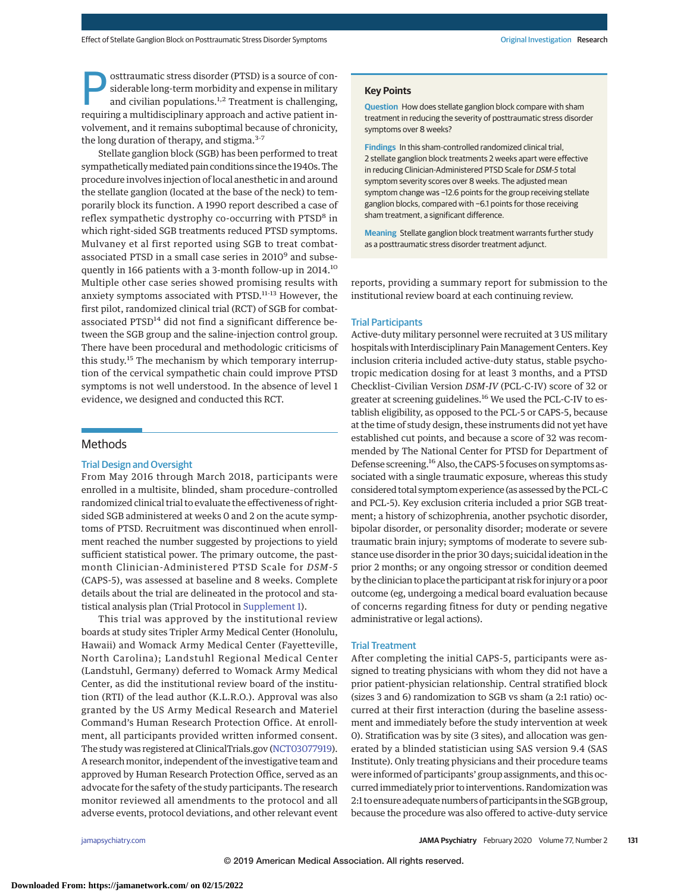Posttraumatic stress disorder (PTSD) is a source of considerable long-term morbidity and expense in military and civilian populations.[1,2] Treatment is challenging, requiring a multidisciplinary approach and active patient involvement, and it remains suboptimal because of chronicity, the long duration of therapy, and stigma.[3-7]

Stellate ganglion block (SGB) has been performed to treat sympathetically mediated pain conditions since the 1940s. The procedure involves injection of local anesthetic in and around the stellate ganglion (located at the base of the neck) to temporarily block its function. A 1990 report described a case of reflex sympathetic dystrophy co-occurring with PTSD[8] in which right-sided SGB treatments reduced PTSD symptoms. Mulvaney et al first reported using SGB to treat combat-associated PTSD in a small case series in 2010[9] and subsequently in 166 patients with a 3-month follow-up in 2014.[10] Multiple other case series showed promising results with anxiety symptoms associated with PTSD.[11-13] However, the first pilot, randomized clinical trial (RCT) of SGB for combat-associated PTSD[14] did not find a significant difference between the SGB group and the saline-injection control group. There have been procedural and methodologic criticisms of this study.[15] The mechanism by which temporary interruption of the cervical sympathetic chain could improve PTSD symptoms is not well understood. In the absence of level 1 evidence, we designed and conducted this RCT.

> **Key Points**
>
> **Question** How does stellate ganglion block compare with sham treatment in reducing the severity of posttraumatic stress disorder symptoms over 8 weeks?
>
> **Findings** In this sham-controlled randomized clinical trial, 2 stellate ganglion block treatments 2 weeks apart were effective in reducing Clinician-Administered PTSD Scale for *DSM-5* total symptom severity scores over 8 weeks. The adjusted mean symptom change was −12.6 points for the group receiving stellate ganglion blocks, compared with −6.1 points for those receiving sham treatment, a significant difference.
>
> **Meaning** Stellate ganglion block treatment warrants further study as a posttraumatic stress disorder treatment adjunct.

## Methods

### Trial Design and Oversight

From May 2016 through March 2018, participants were enrolled in a multisite, blinded, sham procedure–controlled randomized clinical trial to evaluate the effectiveness of right-sided SGB administered at weeks 0 and 2 on the acute symptoms of PTSD. Recruitment was discontinued when enrollment reached the number suggested by projections to yield sufficient statistical power. The primary outcome, the past-month Clinician-Administered PTSD Scale for *DSM-5* (CAPS-5), was assessed at baseline and 8 weeks. Complete details about the trial are delineated in the protocol and statistical analysis plan (Trial Protocol in Supplement 1).

This trial was approved by the institutional review boards at study sites Tripler Army Medical Center (Honolulu, Hawaii) and Womack Army Medical Center (Fayetteville, North Carolina); Landstuhl Regional Medical Center (Landstuhl, Germany) deferred to Womack Army Medical Center, as did the institutional review board of the institution (RTI) of the lead author (K.L.R.O.). Approval was also granted by the US Army Medical Research and Materiel Command's Human Research Protection Office. At enrollment, all participants provided written informed consent. The study was registered at ClinicalTrials.gov (NCT03077919). A research monitor, independent of the investigative team and approved by Human Research Protection Office, served as an advocate for the safety of the study participants. The research monitor reviewed all amendments to the protocol and all adverse events, protocol deviations, and other relevant event reports, providing a summary report for submission to the institutional review board at each continuing review.

### Trial Participants

Active-duty military personnel were recruited at 3 US military hospitals with Interdisciplinary Pain Management Centers. Key inclusion criteria included active-duty status, stable psychotropic medication dosing for at least 3 months, and a PTSD Checklist–Civilian Version *DSM-IV* (PCL-C-IV) score of 32 or greater at screening guidelines.[16] We used the PCL-C-IV to establish eligibility, as opposed to the PCL-5 or CAPS-5, because at the time of study design, these instruments did not yet have established cut points, and because a score of 32 was recommended by The National Center for PTSD for Department of Defense screening.[16] Also, the CAPS-5 focuses on symptoms associated with a single traumatic exposure, whereas this study considered total symptom experience (as assessed by the PCL-C and PCL-5). Key exclusion criteria included a prior SGB treatment; a history of schizophrenia, another psychotic disorder, bipolar disorder, or personality disorder; moderate or severe traumatic brain injury; symptoms of moderate to severe substance use disorder in the prior 30 days; suicidal ideation in the prior 2 months; or any ongoing stressor or condition deemed by the clinician to place the participant at risk for injury or a poor outcome (eg, undergoing a medical board evaluation because of concerns regarding fitness for duty or pending negative administrative or legal actions).

### Trial Treatment

After completing the initial CAPS-5, participants were assigned to treating physicians with whom they did not have a prior patient-physician relationship. Central stratified block (sizes 3 and 6) randomization to SGB vs sham (a 2:1 ratio) occurred at their first interaction (during the baseline assessment and immediately before the study intervention at week 0). Stratification was by site (3 sites), and allocation was generated by a blinded statistician using SAS version 9.4 (SAS Institute). Only treating physicians and their procedure teams were informed of participants' group assignments, and this occurred immediately prior to interventions. Randomization was 2:1 to ensure adequate numbers of participants in the SGB group, because the procedure was also offered to active-duty service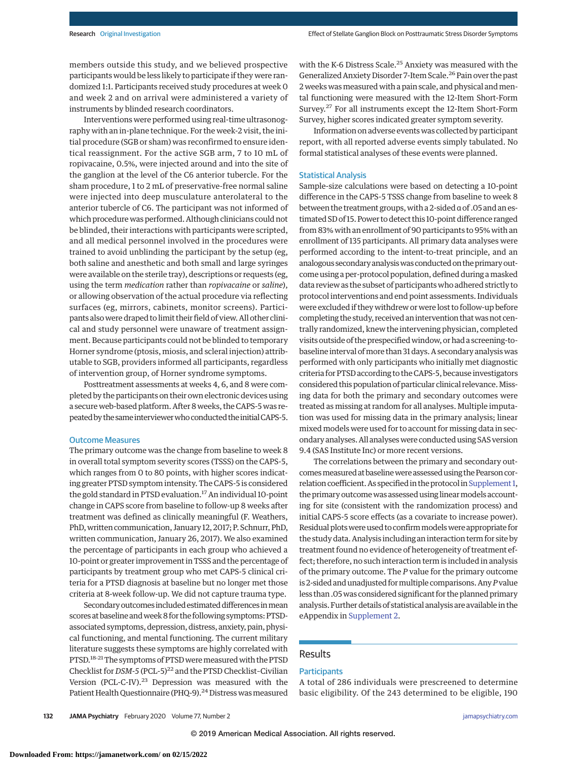members outside this study, and we believed prospective participants would be less likely to participate if they were randomized 1:1. Participants received study procedures at week 0 and week 2 and on arrival were administered a variety of instruments by blinded research coordinators.

Interventions were performed using real-time ultrasonography with an in-plane technique. For the week-2 visit, the initial procedure (SGB or sham) was reconfirmed to ensure identical reassignment. For the active SGB arm, 7 to 10 mL of ropivacaine, 0.5%, were injected around and into the site of the ganglion at the level of the C6 anterior tubercle. For the sham procedure, 1 to 2 mL of preservative-free normal saline were injected into deep musculature anterolateral to the anterior tubercle of C6. The participant was not informed of which procedure was performed. Although clinicians could not be blinded, their interactions with participants were scripted, and all medical personnel involved in the procedures were trained to avoid unblinding the participant by the setup (eg, both saline and anesthetic and both small and large syringes were available on the sterile tray), descriptions or requests (eg, using the term *medication* rather than *ropivacaine* or *saline*), or allowing observation of the actual procedure via reflecting surfaces (eg, mirrors, cabinets, monitor screens). Participants also were draped to limit their field of view. All other clinical and study personnel were unaware of treatment assignment. Because participants could not be blinded to temporary Horner syndrome (ptosis, miosis, and scleral injection) attributable to SGB, providers informed all participants, regardless of intervention group, of Horner syndrome symptoms.

Posttreatment assessments at weeks 4, 6, and 8 were completed by the participants on their own electronic devices using a secure web-based platform. After 8 weeks, the CAPS-5 was repeated by the same interviewer who conducted the initial CAPS-5.

### Outcome Measures

The primary outcome was the change from baseline to week 8 in overall total symptom severity scores (TSSS) on the CAPS-5, which ranges from 0 to 80 points, with higher scores indicating greater PTSD symptom intensity. The CAPS-5 is considered the gold standard in PTSD evaluation.[17] An individual 10-point change in CAPS score from baseline to follow-up 8 weeks after treatment was defined as clinically meaningful (F. Weathers, PhD, written communication, January 12, 2017; P. Schnurr, PhD, written communication, January 26, 2017). We also examined the percentage of participants in each group who achieved a 10-point or greater improvement in TSSS and the percentage of participants by treatment group who met CAPS-5 clinical criteria for a PTSD diagnosis at baseline but no longer met those criteria at 8-week follow-up. We did not capture trauma type.

Secondary outcomes included estimated differences in mean scores at baseline and week 8 for the following symptoms: PTSD-associated symptoms, depression, distress, anxiety, pain, physical functioning, and mental functioning. The current military literature suggests these symptoms are highly correlated with PTSD.[18-21] The symptoms of PTSD were measured with the PTSD Checklist for *DSM-5* (PCL-5)[22] and the PTSD Checklist-Civilian Version (PCL-C-IV).[23] Depression was measured with the Patient Health Questionnaire (PHQ-9).[24] Distress was measured with the K-6 Distress Scale.[25] Anxiety was measured with the Generalized Anxiety Disorder 7-Item Scale.[26] Pain over the past 2 weeks was measured with a pain scale, and physical and mental functioning were measured with the 12-Item Short-Form Survey.[27] For all instruments except the 12-Item Short-Form Survey, higher scores indicated greater symptom severity.

Information on adverse events was collected by participant report, with all reported adverse events simply tabulated. No formal statistical analyses of these events were planned.

### Statistical Analysis

Sample-size calculations were based on detecting a 10-point difference in the CAPS-5 TSSS change from baseline to week 8 between the treatment groups, with a 2-sided α of .05 and an estimated SD of 15. Power to detect this 10-point difference ranged from 83% with an enrollment of 90 participants to 95% with an enrollment of 135 participants. All primary data analyses were performed according to the intent-to-treat principle, and an analogous secondary analysis was conducted on the primary outcome using a per-protocol population, defined during a masked data review as the subset of participants who adhered strictly to protocol interventions and end point assessments. Individuals were excluded if they withdrew or were lost to follow-up before completing the study, received an intervention that was not centrally randomized, knew the intervening physician, completed visits outside of the prespecified window, or had a screening-to-baseline interval of more than 31 days. A secondary analysis was performed with only participants who initially met diagnostic criteria for PTSD according to the CAPS-5, because investigators considered this population of particular clinical relevance. Missing data for both the primary and secondary outcomes were treated as missing at random for all analyses. Multiple imputation was used for missing data in the primary analysis; linear mixed models were used for to account for missing data in secondary analyses. All analyses were conducted using SAS version 9.4 (SAS Institute Inc) or more recent versions.

The correlations between the primary and secondary outcomes measured at baseline were assessed using the Pearson correlation coefficient. As specified in the protocol in Supplement 1, the primary outcome was assessed using linear models accounting for site (consistent with the randomization process) and initial CAPS-5 score effects (as a covariate to increase power). Residual plots were used to confirm models were appropriate for the study data. Analysis including an interaction term for site by treatment found no evidence of heterogeneity of treatment effect; therefore, no such interaction term is included in analysis of the primary outcome. The *P* value for the primary outcome is 2-sided and unadjusted for multiple comparisons. Any *P* value less than .05 was considered significant for the planned primary analysis. Further details of statistical analysis are available in the eAppendix in Supplement 2.

## Results

### Participants

A total of 286 individuals were prescreened to determine basic eligibility. Of the 243 determined to be eligible, 190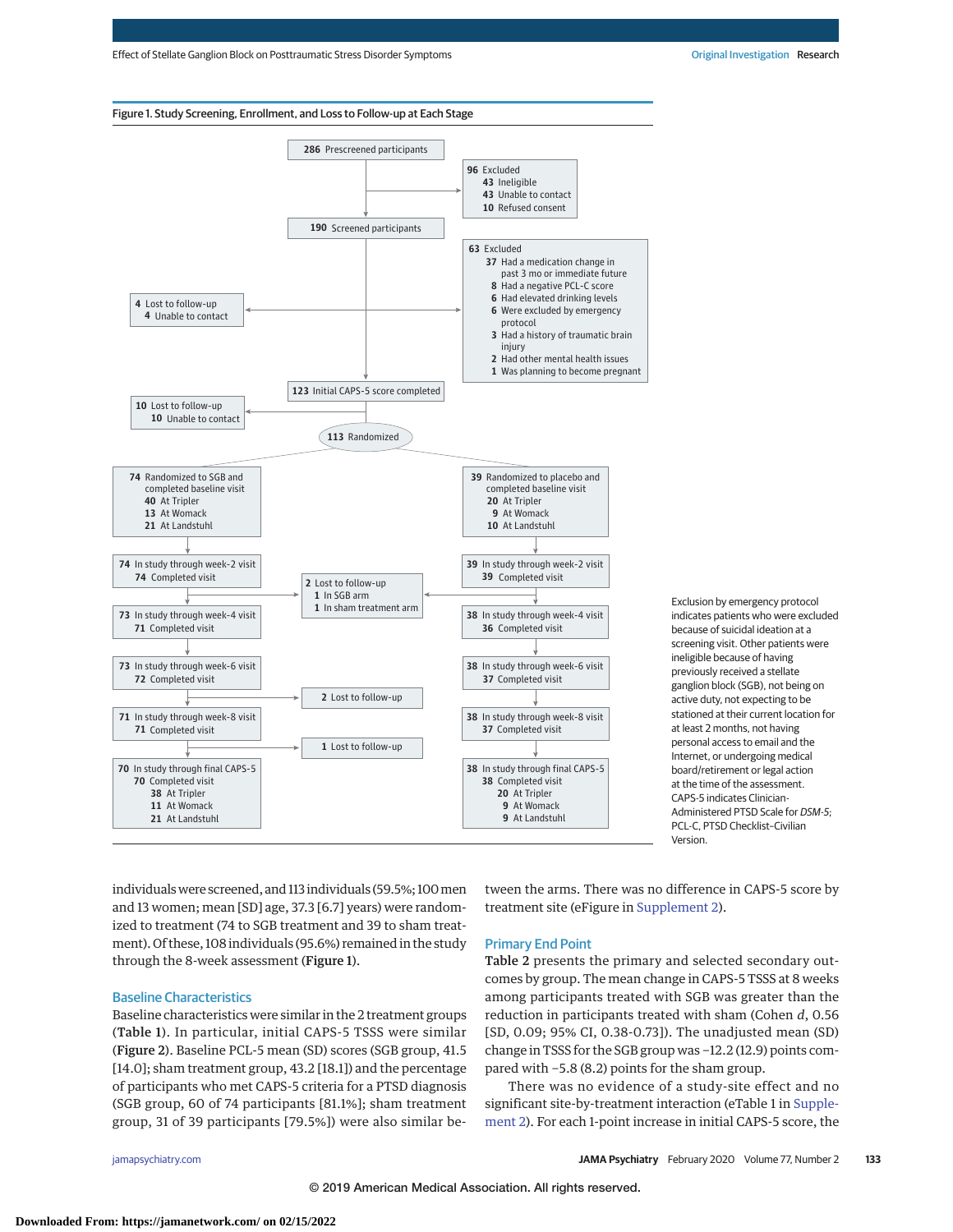Figure 1. Study Screening, Enrollment, and Loss to Follow-up at Each Stage

**286** Prescreened participants

**96** Excluded
- **43** Ineligible
- **43** Unable to contact
- **10** Refused consent

**190** Screened participants

**63** Excluded
- **37** Had a medication change in past 3 mo or immediate future
- **8** Had a negative PCL-C score
- **6** Had elevated drinking levels
- **6** Were excluded by emergency protocol
- **3** Had a history of traumatic brain injury
- **2** Had other mental health issues
- **1** Was planning to become pregnant

**4** Lost to follow-up
- **4** Unable to contact

**123** Initial CAPS-5 score completed

**10** Lost to follow-up
- **10** Unable to contact

**113** Randomized

**74** Randomized to SGB and completed baseline visit
- **40** At Tripler
- **13** At Womack
- **21** At Landstuhl

**39** Randomized to placebo and completed baseline visit
- **20** At Tripler
- **9** At Womack
- **10** At Landstuhl

**74** In study through week-2 visit; **74** Completed visit

**39** In study through week-2 visit; **39** Completed visit

**2** Lost to follow-up
- **1** In SGB arm
- **1** In sham treatment arm

**73** In study through week-4 visit; **71** Completed visit

**38** In study through week-4 visit; **36** Completed visit

**73** In study through week-6 visit; **72** Completed visit

**38** In study through week-6 visit; **37** Completed visit

**2** Lost to follow-up

**71** In study through week-8 visit; **71** Completed visit

**38** In study through week-8 visit; **37** Completed visit

**1** Lost to follow-up

**70** In study through final CAPS-5; **70** Completed visit
- **38** At Tripler
- **11** At Womack
- **21** At Landstuhl

**38** In study through final CAPS-5; **38** Completed visit
- **20** At Tripler
- **9** At Womack
- **9** At Landstuhl

Exclusion by emergency protocol indicates patients who were excluded because of suicidal ideation at a screening visit. Other patients were ineligible because of having previously received a stellate ganglion block (SGB), not being on active duty, not expecting to be stationed at their current location for at least 2 months, not having personal access to email and the Internet, or undergoing medical board/retirement or legal action at the time of the assessment. CAPS-5 indicates Clinician-Administered PTSD Scale for *DSM-5*; PCL-C, PTSD Checklist–Civilian Version.

individuals were screened, and 113 individuals (59.5%; 100 men and 13 women; mean [SD] age, 37.3 [6.7] years) were randomized to treatment (74 to SGB treatment and 39 to sham treatment). Of these, 108 individuals (95.6%) remained in the study through the 8-week assessment (**Figure 1**).

### Baseline Characteristics

Baseline characteristics were similar in the 2 treatment groups (**Table 1**). In particular, initial CAPS-5 TSSS were similar (**Figure 2**). Baseline PCL-5 mean (SD) scores (SGB group, 41.5 [14.0]; sham treatment group, 43.2 [18.1]) and the percentage of participants who met CAPS-5 criteria for a PTSD diagnosis (SGB group, 60 of 74 participants [81.1%]; sham treatment group, 31 of 39 participants [79.5%]) were also similar between the arms. There was no difference in CAPS-5 score by treatment site (eFigure in Supplement 2).

### Primary End Point

**Table 2** presents the primary and selected secondary outcomes by group. The mean change in CAPS-5 TSSS at 8 weeks among participants treated with SGB was greater than the reduction in participants treated with sham (Cohen *d*, 0.56 [SD, 0.09; 95% CI, 0.38-0.73]). The unadjusted mean (SD) change in TSSS for the SGB group was −12.2 (12.9) points compared with −5.8 (8.2) points for the sham group.

There was no evidence of a study-site effect and no significant site-by-treatment interaction (eTable 1 in Supplement 2). For each 1-point increase in initial CAPS-5 score, the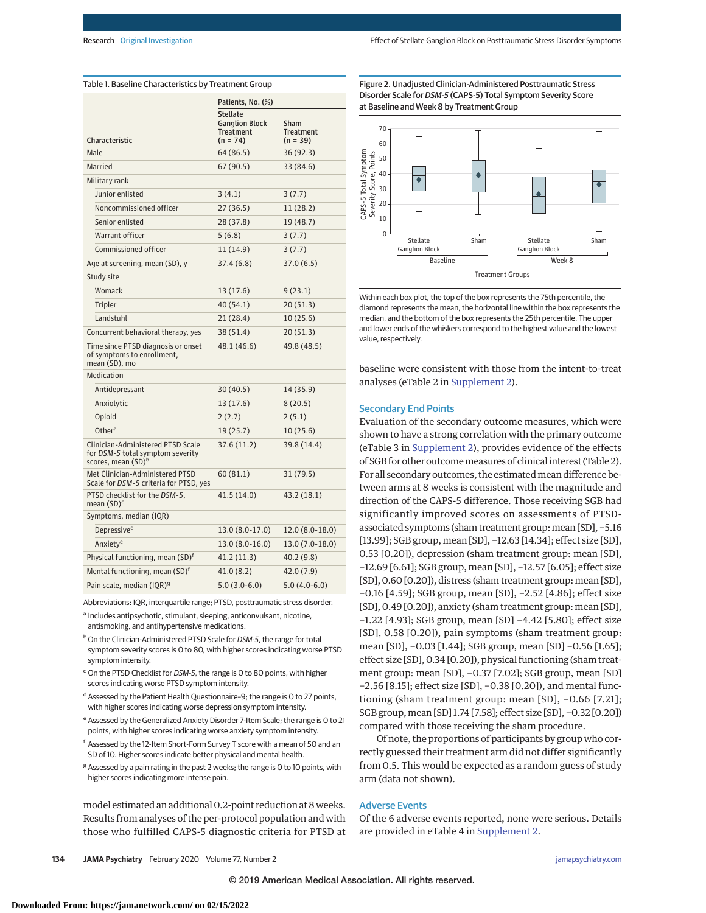Table 1. Baseline Characteristics by Treatment Group

| Characteristic | Patients, No. (%) | |
|---|---|---|
| | Stellate Ganglion Block Treatment (n = 74) | Sham Treatment (n = 39) |
| Male | 64 (86.5) | 36 (92.3) |
| Married | 67 (90.5) | 33 (84.6) |
| Military rank | | |
| Junior enlisted | 3 (4.1) | 3 (7.7) |
| Noncommissioned officer | 27 (36.5) | 11 (28.2) |
| Senior enlisted | 28 (37.8) | 19 (48.7) |
| Warrant officer | 5 (6.8) | 3 (7.7) |
| Commissioned officer | 11 (14.9) | 3 (7.7) |
| Age at screening, mean (SD), y | 37.4 (6.8) | 37.0 (6.5) |
| Study site | | |
| Womack | 13 (17.6) | 9 (23.1) |
| Tripler | 40 (54.1) | 20 (51.3) |
| Landstuhl | 21 (28.4) | 10 (25.6) |
| Concurrent behavioral therapy, yes | 38 (51.4) | 20 (51.3) |
| Time since PTSD diagnosis or onset of symptoms to enrollment, mean (SD), mo | 48.1 (46.6) | 49.8 (48.5) |
| Medication | | |
| Antidepressant | 30 (40.5) | 14 (35.9) |
| Anxiolytic | 13 (17.6) | 8 (20.5) |
| Opioid | 2 (2.7) | 2 (5.1) |
| Other[a] | 19 (25.7) | 10 (25.6) |
| Clinician-Administered PTSD Scale for *DSM-5* total symptom severity scores, mean (SD)[b] | 37.6 (11.2) | 39.8 (14.4) |
| Met Clinician-Administered PTSD Scale for *DSM-5* criteria for PTSD, yes | 60 (81.1) | 31 (79.5) |
| PTSD checklist for the *DSM-5*, mean (SD)[c] | 41.5 (14.0) | 43.2 (18.1) |
| Symptoms, median (IQR) | | |
| Depressive[d] | 13.0 (8.0-17.0) | 12.0 (8.0-18.0) |
| Anxiety[e] | 13.0 (8.0-16.0) | 13.0 (7.0-18.0) |
| Physical functioning, mean (SD)[f] | 41.2 (11.3) | 40.2 (9.8) |
| Mental functioning, mean (SD)[f] | 41.0 (8.2) | 42.0 (7.9) |
| Pain scale, median (IQR)[g] | 5.0 (3.0-6.0) | 5.0 (4.0-6.0) |

Abbreviations: IQR, interquartile range; PTSD, posttraumatic stress disorder.

[a] Includes antipsychotic, stimulant, sleeping, anticonvulsant, nicotine, antismoking, and antihypertensive medications.

[b] On the Clinician-Administered PTSD Scale for *DSM-5*, the range for total symptom severity scores is 0 to 80, with higher scores indicating worse PTSD symptom intensity.

[c] On the PTSD Checklist for *DSM-5*, the range is 0 to 80 points, with higher scores indicating worse PTSD symptom intensity.

[d] Assessed by the Patient Health Questionnaire–9; the range is 0 to 27 points, with higher scores indicating worse depression symptom intensity.

[e] Assessed by the Generalized Anxiety Disorder 7-Item Scale; the range is 0 to 21 points, with higher scores indicating worse anxiety symptom intensity.

[f] Assessed by the 12-Item Short-Form Survey T score with a mean of 50 and an SD of 10. Higher scores indicate better physical and mental health.

[g] Assessed by a pain rating in the past 2 weeks; the range is 0 to 10 points, with higher scores indicating more intense pain.

model estimated an additional 0.2-point reduction at 8 weeks. Results from analyses of the per-protocol population and with those who fulfilled CAPS-5 diagnostic criteria for PTSD at baseline were consistent with those from the intent-to-treat analyses (eTable 2 in Supplement 2).

Figure 2. Unadjusted Clinician-Administered Posttraumatic Stress Disorder Scale for *DSM-5* (CAPS-5) Total Symptom Severity Score at Baseline and Week 8 by Treatment Group

Within each box plot, the top of the box represents the 75th percentile, the diamond represents the mean, the horizontal line within the box represents the median, and the bottom of the box represents the 25th percentile. The upper and lower ends of the whiskers correspond to the highest value and the lowest value, respectively.

## Secondary End Points

Evaluation of the secondary outcome measures, which were shown to have a strong correlation with the primary outcome (eTable 3 in Supplement 2), provides evidence of the effects of SGB for other outcome measures of clinical interest (Table 2). For all secondary outcomes, the estimated mean difference between arms at 8 weeks is consistent with the magnitude and direction of the CAPS-5 difference. Those receiving SGB had significantly improved scores on assessments of PTSD-associated symptoms (sham treatment group: mean [SD], −5.16 [13.99]; SGB group, mean [SD], −12.63 [14.34]; effect size [SD], 0.53 [0.20]), depression (sham treatment group: mean [SD], −12.69 [6.61]; SGB group, mean [SD], −12.57 [6.05]; effect size [SD], 0.60 [0.20]), distress (sham treatment group: mean [SD], −0.16 [4.59]; SGB group, mean [SD], −2.52 [4.86]; effect size [SD], 0.49 [0.20]), anxiety (sham treatment group: mean [SD], −1.22 [4.93]; SGB group, mean [SD] −4.42 [5.80]; effect size [SD], 0.58 [0.20]), pain symptoms (sham treatment group: mean [SD], −0.03 [1.44]; SGB group, mean [SD] −0.56 [1.65]; effect size [SD], 0.34 [0.20]), physical functioning (sham treatment group: mean [SD], −0.37 [7.02]; SGB group, mean [SD] −2.56 [8.15]; effect size [SD], −0.38 [0.20]), and mental functioning (sham treatment group: mean [SD], −0.66 [7.21]; SGB group, mean [SD] 1.74 [7.58]; effect size [SD], −0.32 [0.20]) compared with those receiving the sham procedure.

Of note, the proportions of participants by group who correctly guessed their treatment arm did not differ significantly from 0.5. This would be expected as a random guess of study arm (data not shown).

## Adverse Events

Of the 6 adverse events reported, none were serious. Details are provided in eTable 4 in Supplement 2.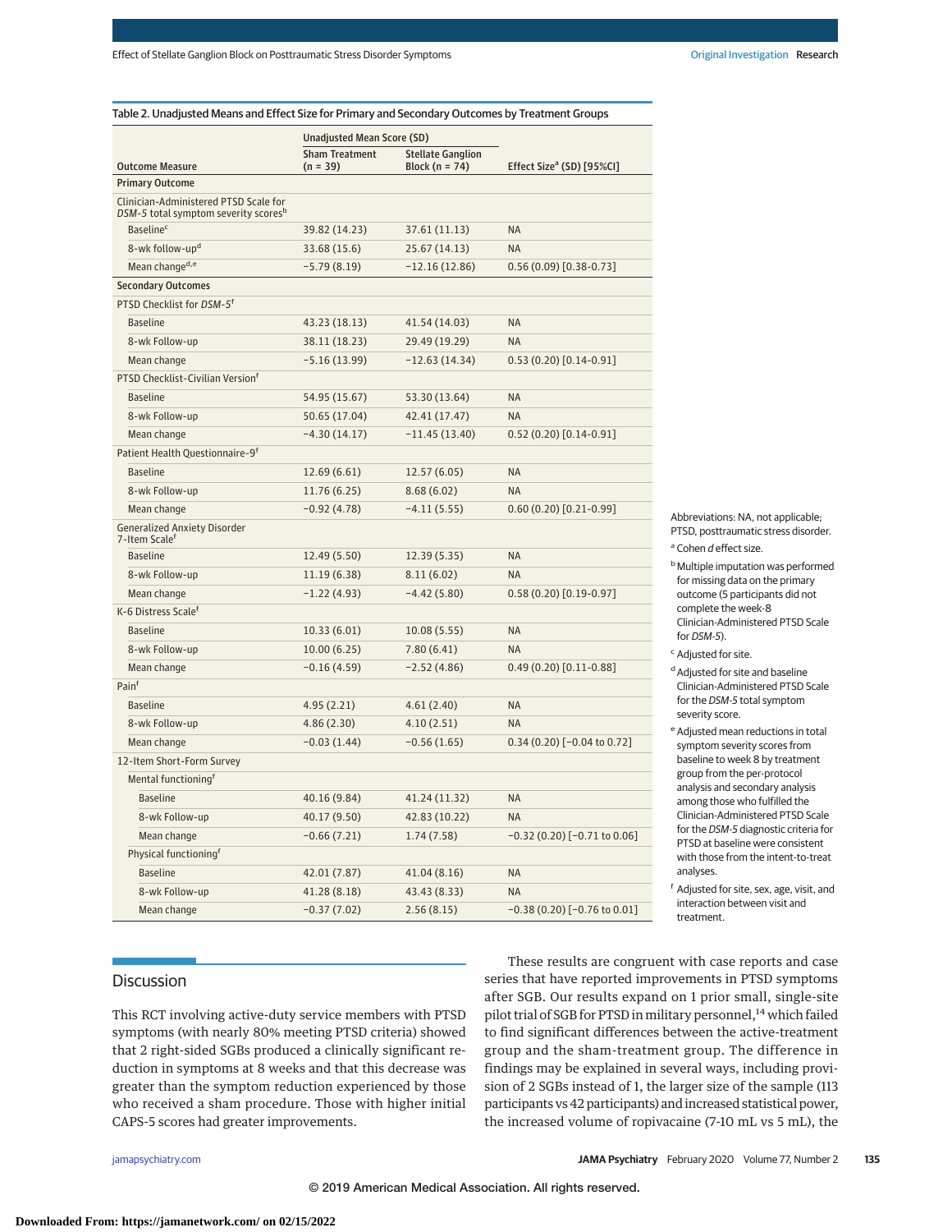Table 2. Unadjusted Means and Effect Size for Primary and Secondary Outcomes by Treatment Groups

| Outcome Measure | Unadjusted Mean Score (SD) Sham Treatment (n = 39) | Stellate Ganglion Block (n = 74) | Effect Size[a] (SD) [95%CI] |
|---|---|---|---|
| **Primary Outcome** | | | |
| Clinician-Administered PTSD Scale for *DSM-5* total symptom severity scores[b] | | | |
| Baseline[c] | 39.82 (14.23) | 37.61 (11.13) | NA |
| 8-wk follow-up[d] | 33.68 (15.6) | 25.67 (14.13) | NA |
| Mean change[d,e] | −5.79 (8.19) | −12.16 (12.86) | 0.56 (0.09) [0.38-0.73] |
| **Secondary Outcomes** | | | |
| PTSD Checklist for *DSM-5*[f] | | | |
| Baseline | 43.23 (18.13) | 41.54 (14.03) | NA |
| 8-wk Follow-up | 38.11 (18.23) | 29.49 (19.29) | NA |
| Mean change | −5.16 (13.99) | −12.63 (14.34) | 0.53 (0.20) [0.14-0.91] |
| PTSD Checklist-Civilian Version[f] | | | |
| Baseline | 54.95 (15.67) | 53.30 (13.64) | NA |
| 8-wk Follow-up | 50.65 (17.04) | 42.41 (17.47) | NA |
| Mean change | −4.30 (14.17) | −11.45 (13.40) | 0.52 (0.20) [0.14-0.91] |
| Patient Health Questionnaire-9[f] | | | |
| Baseline | 12.69 (6.61) | 12.57 (6.05) | NA |
| 8-wk Follow-up | 11.76 (6.25) | 8.68 (6.02) | NA |
| Mean change | −0.92 (4.78) | −4.11 (5.55) | 0.60 (0.20) [0.21-0.99] |
| Generalized Anxiety Disorder 7-Item Scale[f] | | | |
| Baseline | 12.49 (5.50) | 12.39 (5.35) | NA |
| 8-wk Follow-up | 11.19 (6.38) | 8.11 (6.02) | NA |
| Mean change | −1.22 (4.93) | −4.42 (5.80) | 0.58 (0.20) [0.19-0.97] |
| K-6 Distress Scale[f] | | | |
| Baseline | 10.33 (6.01) | 10.08 (5.55) | NA |
| 8-wk Follow-up | 10.00 (6.25) | 7.80 (6.41) | NA |
| Mean change | −0.16 (4.59) | −2.52 (4.86) | 0.49 (0.20) [0.11-0.88] |
| Pain[f] | | | |
| Baseline | 4.95 (2.21) | 4.61 (2.40) | NA |
| 8-wk Follow-up | 4.86 (2.30) | 4.10 (2.51) | NA |
| Mean change | −0.03 (1.44) | −0.56 (1.65) | 0.34 (0.20) [−0.04 to 0.72] |
| 12-Item Short-Form Survey | | | |
| Mental functioning[f] | | | |
| Baseline | 40.16 (9.84) | 41.24 (11.32) | NA |
| 8-wk Follow-up | 40.17 (9.50) | 42.83 (10.22) | NA |
| Mean change | −0.66 (7.21) | 1.74 (7.58) | −0.32 (0.20) [−0.71 to 0.06] |
| Physical functioning[f] | | | |
| Baseline | 42.01 (7.87) | 41.04 (8.16) | NA |
| 8-wk Follow-up | 41.28 (8.18) | 43.43 (8.33) | NA |
| Mean change | −0.37 (7.02) | 2.56 (8.15) | −0.38 (0.20) [−0.76 to 0.01] |

Abbreviations: NA, not applicable; PTSD, posttraumatic stress disorder.

[a] Cohen *d* effect size.

[b] Multiple imputation was performed for missing data on the primary outcome (5 participants did not complete the week-8 Clinician-Administered PTSD Scale for *DSM-5*).

[c] Adjusted for site.

[d] Adjusted for site and baseline Clinician-Administered PTSD Scale for the *DSM-5* total symptom severity score.

[e] Adjusted mean reductions in total symptom severity scores from baseline to week 8 by treatment group from the per-protocol analysis and secondary analysis among those who fulfilled the Clinician-Administered PTSD Scale for the *DSM-5* diagnostic criteria for PTSD at baseline were consistent with those from the intent-to-treat analyses.

[f] Adjusted for site, sex, age, visit, and interaction between visit and treatment.

## Discussion

This RCT involving active-duty service members with PTSD symptoms (with nearly 80% meeting PTSD criteria) showed that 2 right-sided SGBs produced a clinically significant reduction in symptoms at 8 weeks and that this decrease was greater than the symptom reduction experienced by those who received a sham procedure. Those with higher initial CAPS-5 scores had greater improvements.

These results are congruent with case reports and case series that have reported improvements in PTSD symptoms after SGB. Our results expand on 1 prior small, single-site pilot trial of SGB for PTSD in military personnel,[14] which failed to find significant differences between the active-treatment group and the sham-treatment group. The difference in findings may be explained in several ways, including provision of 2 SGBs instead of 1, the larger size of the sample (113 participants vs 42 participants) and increased statistical power, the increased volume of ropivacaine (7-10 mL vs 5 mL), the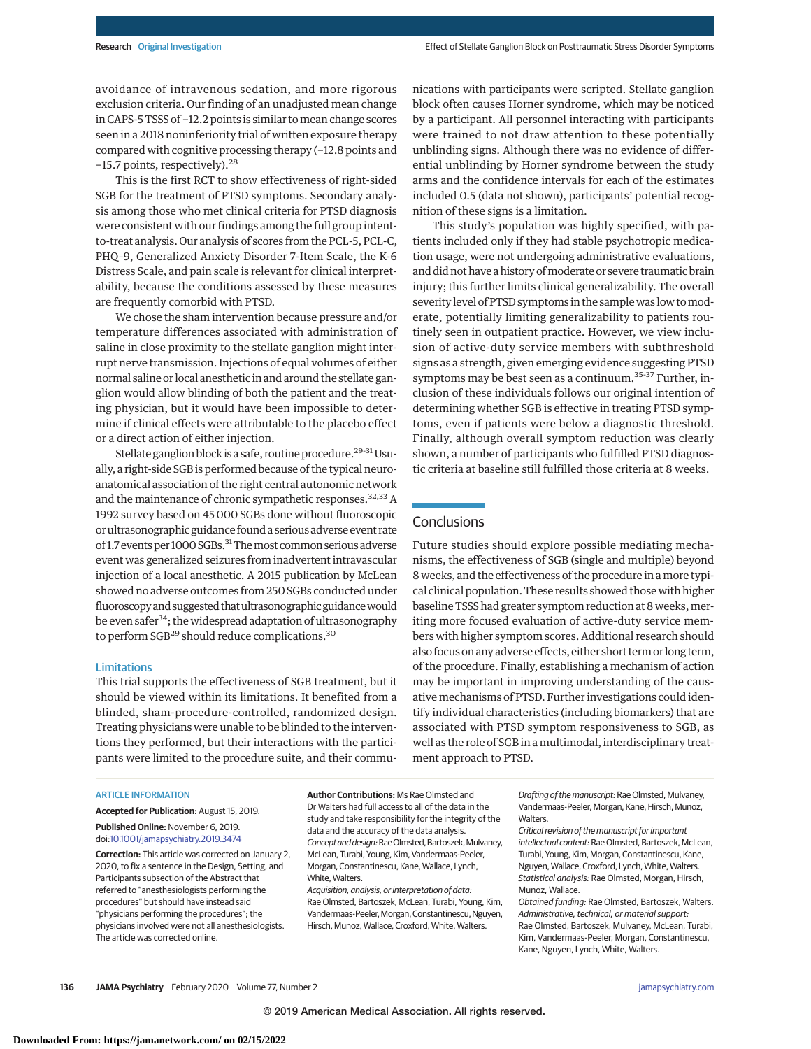avoidance of intravenous sedation, and more rigorous exclusion criteria. Our finding of an unadjusted mean change in CAPS-5 TSSS of −12.2 points is similar to mean change scores seen in a 2018 noninferiority trial of written exposure therapy compared with cognitive processing therapy (−12.8 points and −15.7 points, respectively).[28]

This is the first RCT to show effectiveness of right-sided SGB for the treatment of PTSD symptoms. Secondary analysis among those who met clinical criteria for PTSD diagnosis were consistent with our findings among the full group intent-to-treat analysis. Our analysis of scores from the PCL-5, PCL-C, PHQ-9, Generalized Anxiety Disorder 7-Item Scale, the K-6 Distress Scale, and pain scale is relevant for clinical interpretability, because the conditions assessed by these measures are frequently comorbid with PTSD.

We chose the sham intervention because pressure and/or temperature differences associated with administration of saline in close proximity to the stellate ganglion might interrupt nerve transmission. Injections of equal volumes of either normal saline or local anesthetic in and around the stellate ganglion would allow blinding of both the patient and the treating physician, but it would have been impossible to determine if clinical effects were attributable to the placebo effect or a direct action of either injection.

Stellate ganglion block is a safe, routine procedure.[29-31] Usually, a right-side SGB is performed because of the typical neuroanatomical association of the right central autonomic network and the maintenance of chronic sympathetic responses.[32,33] A 1992 survey based on 45 000 SGBs done without fluoroscopic or ultrasonographic guidance found a serious adverse event rate of 1.7 events per 1000 SGBs.[31] The most common serious adverse event was generalized seizures from inadvertent intravascular injection of a local anesthetic. A 2015 publication by McLean showed no adverse outcomes from 250 SGBs conducted under fluoroscopy and suggested that ultrasonographic guidance would be even safer[34]; the widespread adaptation of ultrasonography to perform SGB[29] should reduce complications.[30]

### Limitations

This trial supports the effectiveness of SGB treatment, but it should be viewed within its limitations. It benefited from a blinded, sham-procedure-controlled, randomized design. Treating physicians were unable to be blinded to the interventions they performed, but their interactions with the participants were limited to the procedure suite, and their communications with participants were scripted. Stellate ganglion block often causes Horner syndrome, which may be noticed by a participant. All personnel interacting with participants were trained to not draw attention to these potentially unblinding signs. Although there was no evidence of differential unblinding by Horner syndrome between the study arms and the confidence intervals for each of the estimates included 0.5 (data not shown), participants' potential recognition of these signs is a limitation.

This study's population was highly specified, with patients included only if they had stable psychotropic medication usage, were not undergoing administrative evaluations, and did not have a history of moderate or severe traumatic brain injury; this further limits clinical generalizability. The overall severity level of PTSD symptoms in the sample was low to moderate, potentially limiting generalizability to patients routinely seen in outpatient practice. However, we view inclusion of active-duty service members with subthreshold signs as a strength, given emerging evidence suggesting PTSD symptoms may be best seen as a continuum.[35-37] Further, inclusion of these individuals follows our original intention of determining whether SGB is effective in treating PTSD symptoms, even if patients were below a diagnostic threshold. Finally, although overall symptom reduction was clearly shown, a number of participants who fulfilled PTSD diagnostic criteria at baseline still fulfilled those criteria at 8 weeks.

## Conclusions

Future studies should explore possible mediating mechanisms, the effectiveness of SGB (single and multiple) beyond 8 weeks, and the effectiveness of the procedure in a more typical clinical population. These results showed those with higher baseline TSSS had greater symptom reduction at 8 weeks, meriting more focused evaluation of active-duty service members with higher symptom scores. Additional research should also focus on any adverse effects, either short term or long term, of the procedure. Finally, establishing a mechanism of action may be important in improving understanding of the causative mechanisms of PTSD. Further investigations could identify individual characteristics (including biomarkers) that are associated with PTSD symptom responsiveness to SGB, as well as the role of SGB in a multimodal, interdisciplinary treatment approach to PTSD.

ARTICLE INFORMATION

**Accepted for Publication:** August 15, 2019.

**Published Online:** November 6, 2019. doi:10.1001/jamapsychiatry.2019.3474

**Correction:** This article was corrected on January 2, 2020, to fix a sentence in the Design, Setting, and Participants subsection of the Abstract that referred to "anesthesiologists performing the procedures" but should have instead said "physicians performing the procedures"; the physicians involved were not all anesthesiologists. The article was corrected online.

**Author Contributions:** Ms Rae Olmsted and Dr Walters had full access to all of the data in the study and take responsibility for the integrity of the data and the accuracy of the data analysis.
*Concept and design:* Rae Olmsted, Bartoszek, Mulvaney, McLean, Turabi, Young, Kim, Vandermaas-Peeler, Morgan, Constantinescu, Kane, Wallace, Lynch, White, Walters.
*Acquisition, analysis, or interpretation of data:* Rae Olmsted, Bartoszek, McLean, Turabi, Young, Kim, Vandermaas-Peeler, Morgan, Constantinescu, Nguyen, Hirsch, Munoz, Wallace, Croxford, White, Walters.
*Drafting of the manuscript:* Rae Olmsted, Mulvaney, Vandermaas-Peeler, Morgan, Kane, Hirsch, Munoz, Walters.
*Critical revision of the manuscript for important intellectual content:* Rae Olmsted, Bartoszek, McLean, Turabi, Young, Kim, Morgan, Constantinescu, Kane, Nguyen, Wallace, Croxford, Lynch, White, Walters.
*Statistical analysis:* Rae Olmsted, Morgan, Hirsch, Munoz, Wallace.
*Obtained funding:* Rae Olmsted, Bartoszek, Walters.
*Administrative, technical, or material support:* Rae Olmsted, Bartoszek, Mulvaney, McLean, Turabi, Kim, Vandermaas-Peeler, Morgan, Constantinescu, Kane, Nguyen, Lynch, White, Walters.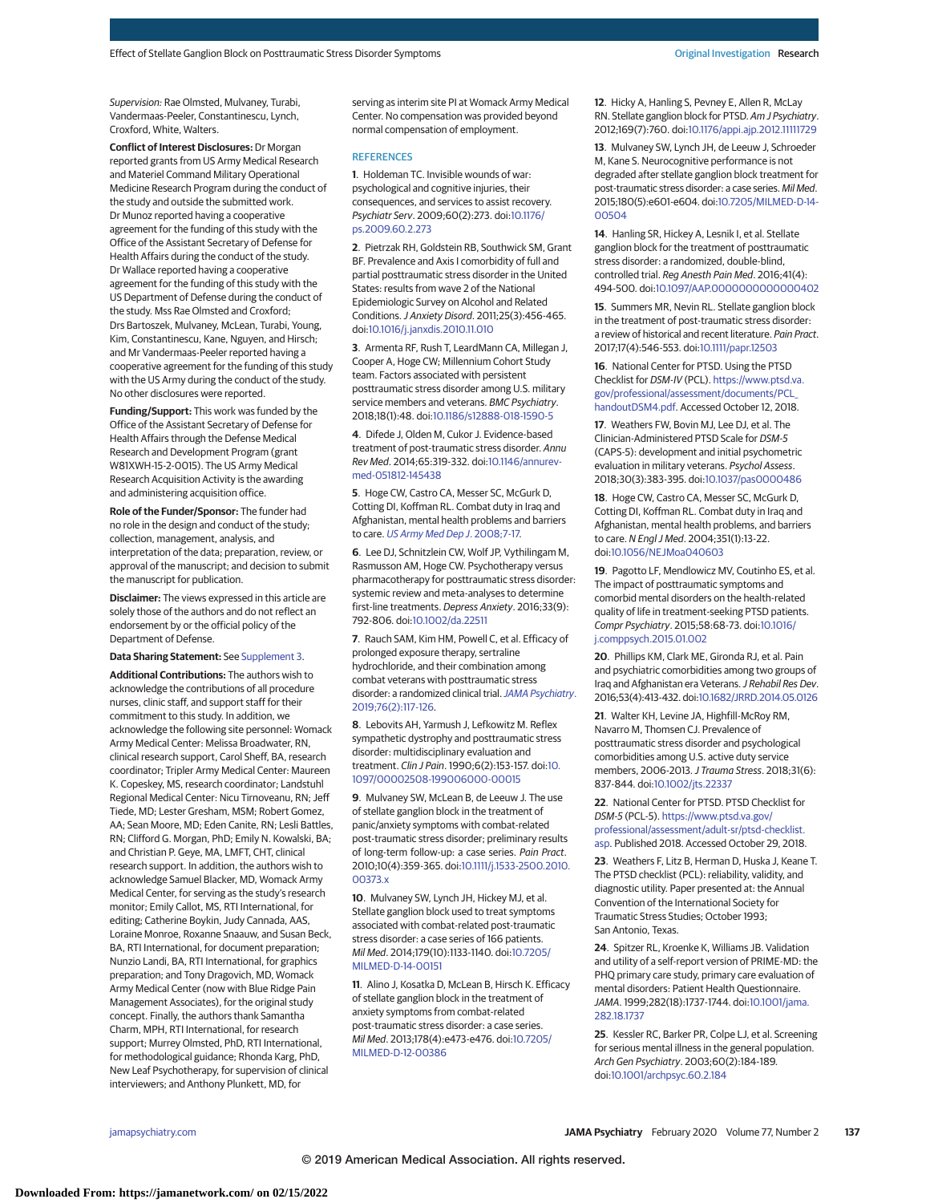*Supervision:* Rae Olmsted, Mulvaney, Turabi, Vandermaas-Peeler, Constantinescu, Lynch, Croxford, White, Walters.

**Conflict of Interest Disclosures:** Dr Morgan reported grants from US Army Medical Research and Materiel Command Military Operational Medicine Research Program during the conduct of the study and outside the submitted work. Dr Munoz reported having a cooperative agreement for the funding of this study with the Office of the Assistant Secretary of Defense for Health Affairs during the conduct of the study. Dr Wallace reported having a cooperative agreement for the funding of this study with the US Department of Defense during the conduct of the study. Mss Rae Olmsted and Croxford; Drs Bartoszek, Mulvaney, McLean, Turabi, Young, Kim, Constantinescu, Kane, Nguyen, and Hirsch; and Mr Vandermaas-Peeler reported having a cooperative agreement for the funding of this study with the US Army during the conduct of the study. No other disclosures were reported.

**Funding/Support:** This work was funded by the Office of the Assistant Secretary of Defense for Health Affairs through the Defense Medical Research and Development Program (grant W81XWH-15-2-0015). The US Army Medical Research Acquisition Activity is the awarding and administering acquisition office.

**Role of the Funder/Sponsor:** The funder had no role in the design and conduct of the study; collection, management, analysis, and interpretation of the data; preparation, review, or approval of the manuscript; and decision to submit the manuscript for publication.

**Disclaimer:** The views expressed in this article are solely those of the authors and do not reflect an endorsement by or the official policy of the Department of Defense.

**Data Sharing Statement:** See Supplement 3.

**Additional Contributions:** The authors wish to acknowledge the contributions of all procedure nurses, clinic staff, and support staff for their commitment to this study. In addition, we acknowledge the following site personnel: Womack Army Medical Center: Melissa Broadwater, RN, clinical research support, Carol Sheff, BA, research coordinator; Tripler Army Medical Center: Maureen K. Copeskey, MS, research coordinator; Landstuhl Regional Medical Center: Nicu Tirnoveanu, RN; Jeff Tiede, MD; Lester Gresham, MSM; Robert Gomez, AA; Sean Moore, MD; Eden Canite, RN; Lesli Battles, RN; Clifford G. Morgan, PhD; Emily N. Kowalski, BA; and Christian P. Geye, MA, LMFT, CHT, clinical research support. In addition, the authors wish to acknowledge Samuel Blacker, MD, Womack Army Medical Center, for serving as the study's research monitor; Emily Callot, MS, RTI International, for editing; Catherine Boykin, Judy Cannada, AAS, Loraine Monroe, Roxanne Snaauw, and Susan Beck, BA, RTI International, for document preparation; Nunzio Landi, BA, RTI International, for graphics preparation; and Tony Dragovich, MD, Womack Army Medical Center (now with Blue Ridge Pain Management Associates), for the original study concept. Finally, the authors thank Samantha Charm, MPH, RTI International, for research support; Murrey Olmsted, PhD, RTI International, for methodological guidance; Rhonda Karg, PhD, New Leaf Psychotherapy, for supervision of clinical interviewers; and Anthony Plunkett, MD, for serving as interim site PI at Womack Army Medical Center. No compensation was provided beyond normal compensation of employment.

## REFERENCES

1. Holdeman TC. Invisible wounds of war: psychological and cognitive injuries, their consequences, and services to assist recovery. *Psychiatr Serv*. 2009;60(2):273. doi:10.1176/ps.2009.60.2.273

2. Pietrzak RH, Goldstein RB, Southwick SM, Grant BF. Prevalence and Axis I comorbidity of full and partial posttraumatic stress disorder in the United States: results from wave 2 of the National Epidemiologic Survey on Alcohol and Related Conditions. *J Anxiety Disord*. 2011;25(3):456-465. doi:10.1016/j.janxdis.2010.11.010

3. Armenta RF, Rush T, LeardMann CA, Millegan J, Cooper A, Hoge CW; Millennium Cohort Study team. Factors associated with persistent posttraumatic stress disorder among U.S. military service members and veterans. *BMC Psychiatry*. 2018;18(1):48. doi:10.1186/s12888-018-1590-5

4. Difede J, Olden M, Cukor J. Evidence-based treatment of post-traumatic stress disorder. *Annu Rev Med*. 2014;65:319-332. doi:10.1146/annurev-med-051812-145438

5. Hoge CW, Castro CA, Messer SC, McGurk D, Cotting DI, Koffman RL. Combat duty in Iraq and Afghanistan, mental health problems and barriers to care. *US Army Med Dep J*. 2008;7-17.

6. Lee DJ, Schnitzlein CW, Wolf JP, Vythilingam M, Rasmusson AM, Hoge CW. Psychotherapy versus pharmacotherapy for posttraumatic stress disorder: systemic review and meta-analyses to determine first-line treatments. *Depress Anxiety*. 2016;33(9):792-806. doi:10.1002/da.22511

7. Rauch SAM, Kim HM, Powell C, et al. Efficacy of prolonged exposure therapy, sertraline hydrochloride, and their combination among combat veterans with posttraumatic stress disorder: a randomized clinical trial. *JAMA Psychiatry*. 2019;76(2):117-126.

8. Lebovits AH, Yarmush J, Lefkowitz M. Reflex sympathetic dystrophy and posttraumatic stress disorder: multidisciplinary evaluation and treatment. *Clin J Pain*. 1990;6(2):153-157. doi:10.1097/00002508-199006000-00015

9. Mulvaney SW, McLean B, de Leeuw J. The use of stellate ganglion block in the treatment of panic/anxiety symptoms with combat-related post-traumatic stress disorder; preliminary results of long-term follow-up: a case series. *Pain Pract*. 2010;10(4):359-365. doi:10.1111/j.1533-2500.2010.00373.x

10. Mulvaney SW, Lynch JH, Hickey MJ, et al. Stellate ganglion block used to treat symptoms associated with combat-related post-traumatic stress disorder: a case series of 166 patients. *Mil Med*. 2014;179(10):1133-1140. doi:10.7205/MILMED-D-14-00151

11. Alino J, Kosatka D, McLean B, Hirsch K. Efficacy of stellate ganglion block in the treatment of anxiety symptoms from combat-related post-traumatic stress disorder: a case series. *Mil Med*. 2013;178(4):e473-e476. doi:10.7205/MILMED-D-12-00386

12. Hicky A, Hanling S, Pevney E, Allen R, McLay RN. Stellate ganglion block for PTSD. *Am J Psychiatry*. 2012;169(7):760. doi:10.1176/appi.ajp.2012.11111729

13. Mulvaney SW, Lynch JH, de Leeuw J, Schroeder M, Kane S. Neurocognitive performance is not degraded after stellate ganglion block treatment for post-traumatic stress disorder: a case series. *Mil Med*. 2015;180(5):e601-e604. doi:10.7205/MILMED-D-14-00504

14. Hanling SR, Hickey A, Lesnik I, et al. Stellate ganglion block for the treatment of posttraumatic stress disorder: a randomized, double-blind, controlled trial. *Reg Anesth Pain Med*. 2016;41(4):494-500. doi:10.1097/AAP.0000000000000402

15. Summers MR, Nevin RL. Stellate ganglion block in the treatment of post-traumatic stress disorder: a review of historical and recent literature. *Pain Pract*. 2017;17(4):546-553. doi:10.1111/papr.12503

16. National Center for PTSD. Using the PTSD Checklist for *DSM-IV* (PCL). https://www.ptsd.va.gov/professional/assessment/documents/PCL_handoutDSM4.pdf. Accessed October 12, 2018.

17. Weathers FW, Bovin MJ, Lee DJ, et al. The Clinician-Administered PTSD Scale for *DSM-5* (CAPS-5): development and initial psychometric evaluation in military veterans. *Psychol Assess*. 2018;30(3):383-395. doi:10.1037/pas0000486

18. Hoge CW, Castro CA, Messer SC, McGurk D, Cotting DI, Koffman RL. Combat duty in Iraq and Afghanistan, mental health problems, and barriers to care. *N Engl J Med*. 2004;351(1):13-22. doi:10.1056/NEJMoa040603

19. Pagotto LF, Mendlowicz MV, Coutinho ES, et al. The impact of posttraumatic symptoms and comorbid mental disorders on the health-related quality of life in treatment-seeking PTSD patients. *Compr Psychiatry*. 2015;58:68-73. doi:10.1016/j.comppsych.2015.01.002

20. Phillips KM, Clark ME, Gironda RJ, et al. Pain and psychiatric comorbidities among two groups of Iraq and Afghanistan era Veterans. *J Rehabil Res Dev*. 2016;53(4):413-432. doi:10.1682/JRRD.2014.05.0126

21. Walter KH, Levine JA, Highfill-McRoy RM, Navarro M, Thomsen CJ. Prevalence of posttraumatic stress disorder and psychological comorbidities among U.S. active duty service members, 2006-2013. *J Trauma Stress*. 2018;31(6):837-844. doi:10.1002/jts.22337

22. National Center for PTSD. PTSD Checklist for *DSM-5* (PCL-5). https://www.ptsd.va.gov/professional/assessment/adult-sr/ptsd-checklist.asp. Published 2018. Accessed October 29, 2018.

23. Weathers F, Litz B, Herman D, Huska J, Keane T. The PTSD checklist (PCL): reliability, validity, and diagnostic utility. Paper presented at: the Annual Convention of the International Society for Traumatic Stress Studies; October 1993; San Antonio, Texas.

24. Spitzer RL, Kroenke K, Williams JB. Validation and utility of a self-report version of PRIME-MD: the PHQ primary care study, primary care evaluation of mental disorders: Patient Health Questionnaire. *JAMA*. 1999;282(18):1737-1744. doi:10.1001/jama.282.18.1737

25. Kessler RC, Barker PR, Colpe LJ, et al. Screening for serious mental illness in the general population. *Arch Gen Psychiatry*. 2003;60(2):184-189. doi:10.1001/archpsyc.60.2.184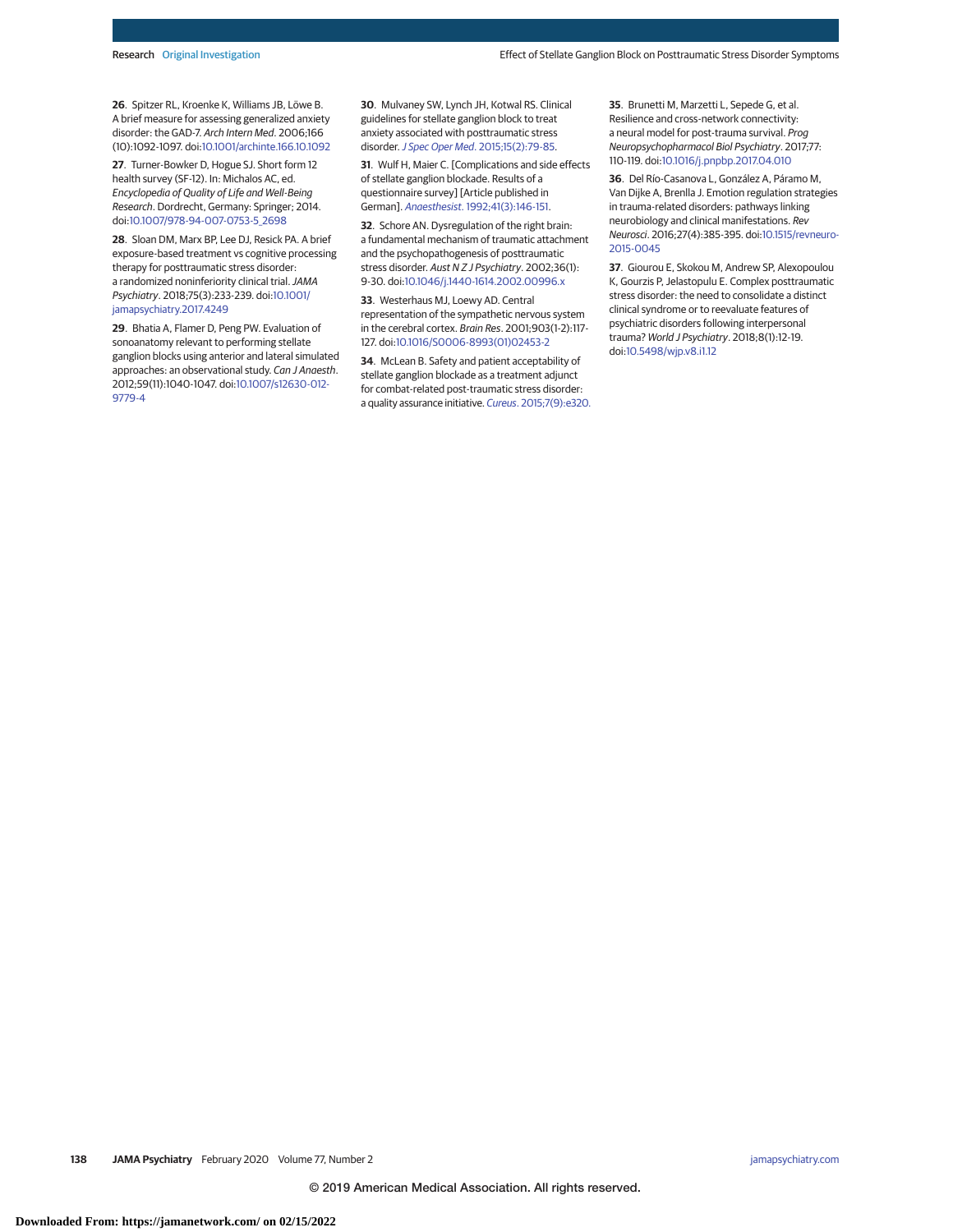26. Spitzer RL, Kroenke K, Williams JB, Löwe B. A brief measure for assessing generalized anxiety disorder: the GAD-7. *Arch Intern Med*. 2006;166(10):1092-1097. doi:10.1001/archinte.166.10.1092

27. Turner-Bowker D, Hogue SJ. Short form 12 health survey (SF-12). In: Michalos AC, ed. *Encyclopedia of Quality of Life and Well-Being Research*. Dordrecht, Germany: Springer; 2014. doi:10.1007/978-94-007-0753-5_2698

28. Sloan DM, Marx BP, Lee DJ, Resick PA. A brief exposure-based treatment vs cognitive processing therapy for posttraumatic stress disorder: a randomized noninferiority clinical trial. *JAMA Psychiatry*. 2018;75(3):233-239. doi:10.1001/jamapsychiatry.2017.4249

29. Bhatia A, Flamer D, Peng PW. Evaluation of sonoanatomy relevant to performing stellate ganglion blocks using anterior and lateral simulated approaches: an observational study. *Can J Anaesth*. 2012;59(11):1040-1047. doi:10.1007/s12630-012-9779-4

30. Mulvaney SW, Lynch JH, Kotwal RS. Clinical guidelines for stellate ganglion block to treat anxiety associated with posttraumatic stress disorder. *J Spec Oper Med*. 2015;15(2):79-85.

31. Wulf H, Maier C. [Complications and side effects of stellate ganglion blockade. Results of a questionnaire survey] [Article published in German]. *Anaesthesist*. 1992;41(3):146-151.

32. Schore AN. Dysregulation of the right brain: a fundamental mechanism of traumatic attachment and the psychopathogenesis of posttraumatic stress disorder. *Aust N Z J Psychiatry*. 2002;36(1):9-30. doi:10.1046/j.1440-1614.2002.00996.x

33. Westerhaus MJ, Loewy AD. Central representation of the sympathetic nervous system in the cerebral cortex. *Brain Res*. 2001;903(1-2):117-127. doi:10.1016/S0006-8993(01)02453-2

34. McLean B. Safety and patient acceptability of stellate ganglion blockade as a treatment adjunct for combat-related post-traumatic stress disorder: a quality assurance initiative. *Cureus*. 2015;7(9):e320.

35. Brunetti M, Marzetti L, Sepede G, et al. Resilience and cross-network connectivity: a neural model for post-trauma survival. *Prog Neuropsychopharmacol Biol Psychiatry*. 2017;77:110-119. doi:10.1016/j.pnpbp.2017.04.010

36. Del Río-Casanova L, González A, Páramo M, Van Dijke A, Brenlla J. Emotion regulation strategies in trauma-related disorders: pathways linking neurobiology and clinical manifestations. *Rev Neurosci*. 2016;27(4):385-395. doi:10.1515/revneuro-2015-0045

37. Giourou E, Skokou M, Andrew SP, Alexopoulou K, Gourzis P, Jelastopulu E. Complex posttraumatic stress disorder: the need to consolidate a distinct clinical syndrome or to reevaluate features of psychiatric disorders following interpersonal trauma? *World J Psychiatry*. 2018;8(1):12-19. doi:10.5498/wjp.v8.i1.12